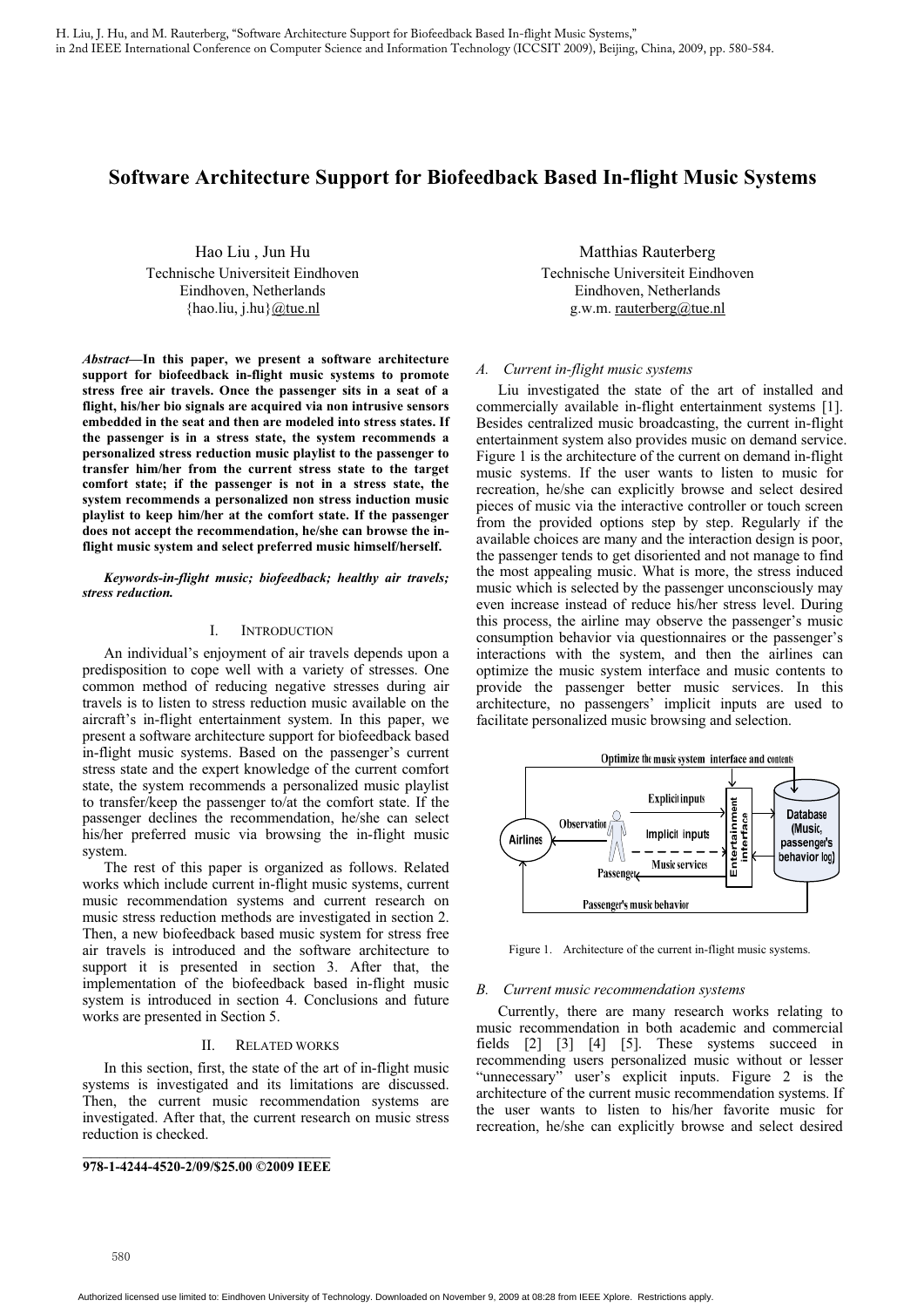H. Liu, J. Hu, and M. Rauterberg, "Software Architecture Support for Biofeedback Based In-flight Music Systems," in 2nd IEEE International Conference on Computer Science and Information Technology (ICCSIT 2009), Beijing, China, 2009, pp. 580-584.

# Software Architecture Support for Biofeedback Based In-flight Music Systems

Hao Liu , Jun Hu
Technische Universiteit Eindhoven
Eindhoven, Netherlands
{hao.liu, j.hu}@tue.nl

Matthias Rauterberg
Technische Universiteit Eindhoven
Eindhoven, Netherlands
g.w.m. rauterberg@tue.nl

***Abstract*—In this paper, we present a software architecture support for biofeedback based in-flight music systems to promote stress free air travels. Once the passenger sits in a seat of a flight, his/her bio signals are acquired via non intrusive sensors embedded in the seat and then are modeled into stress states. If the passenger is in a stress state, the system recommends a personalized stress reduction music playlist to the passenger to transfer him/her from the current stress state to the target comfort state; if the passenger is not in a stress state, the system recommends a personalized non stress induction music playlist to keep him/her at the comfort state. If the passenger does not accept the recommendation, he/she can browse the in-flight music system and select preferred music himself/herself.**

***Keywords-in-flight music; biofeedback; healthy air travels; stress reduction.***

## I. Introduction

An individual's enjoyment of air travels depends upon a predisposition to cope well with a variety of stresses. One common method of reducing negative stresses during air travels is to listen to stress reduction music available on the aircraft's in-flight entertainment system. In this paper, we present a software architecture support for biofeedback based in-flight music systems. Based on the passenger's current stress state and the expert knowledge of the current comfort state, the system recommends a personalized music playlist to transfer/keep the passenger to/at the comfort state. If the passenger declines the recommendation, he/she can select his/her preferred music via browsing the in-flight music system.

The rest of this paper is organized as follows. Related works which include current in-flight music systems, current music recommendation systems and current research on music stress reduction methods are investigated in section 2. Then, a new biofeedback based music system for stress free air travels is introduced and the software architecture to support it is presented in section 3. After that, the implementation of the biofeedback based in-flight music system is introduced in section 4. Conclusions and future works are presented in Section 5.

## II. Related works

In this section, first, the state of the art of in-flight music systems is investigated and its limitations are discussed. Then, the current music recommendation systems are investigated. After that, the current research on music stress reduction is checked.

### *A. Current in-flight music systems*

Liu investigated the state of the art of installed and commercially available in-flight entertainment systems [1]. Besides centralized music broadcasting, the current in-flight entertainment system also provides music on demand service. Figure 1 is the architecture of the current on demand in-flight music systems. If the user wants to listen to music for recreation, he/she can explicitly browse and select desired pieces of music via the interactive controller or touch screen from the provided options step by step. Regularly if the available choices are many and the interaction design is poor, the passenger tends to get disoriented and not manage to find the most appealing music. What is more, the stress induced music which is selected by the passenger unconsciously may even increase instead of reduce his/her stress level. During this process, the airline may observe the passenger's music consumption behavior via questionnaires or the passenger's interactions with the system, and then the airlines can optimize the music system interface and music contents to provide the passenger better music services. In this architecture, no passengers' implicit inputs are used to facilitate personalized music browsing and selection.

Figure 1. Architecture of the current in-flight music systems.

### *B. Current music recommendation systems*

Currently, there are many research works relating to music recommendation in both academic and commercial fields [2] [3] [4] [5]. These systems succeed in recommending users personalized music without or lesser "unnecessary" user's explicit inputs. Figure 2 is the architecture of the current music recommendation systems. If the user wants to listen to his/her favorite music for recreation, he/she can explicitly browse and select desired

**978-1-4244-4520-2/09/$25.00 ©2009 IEEE**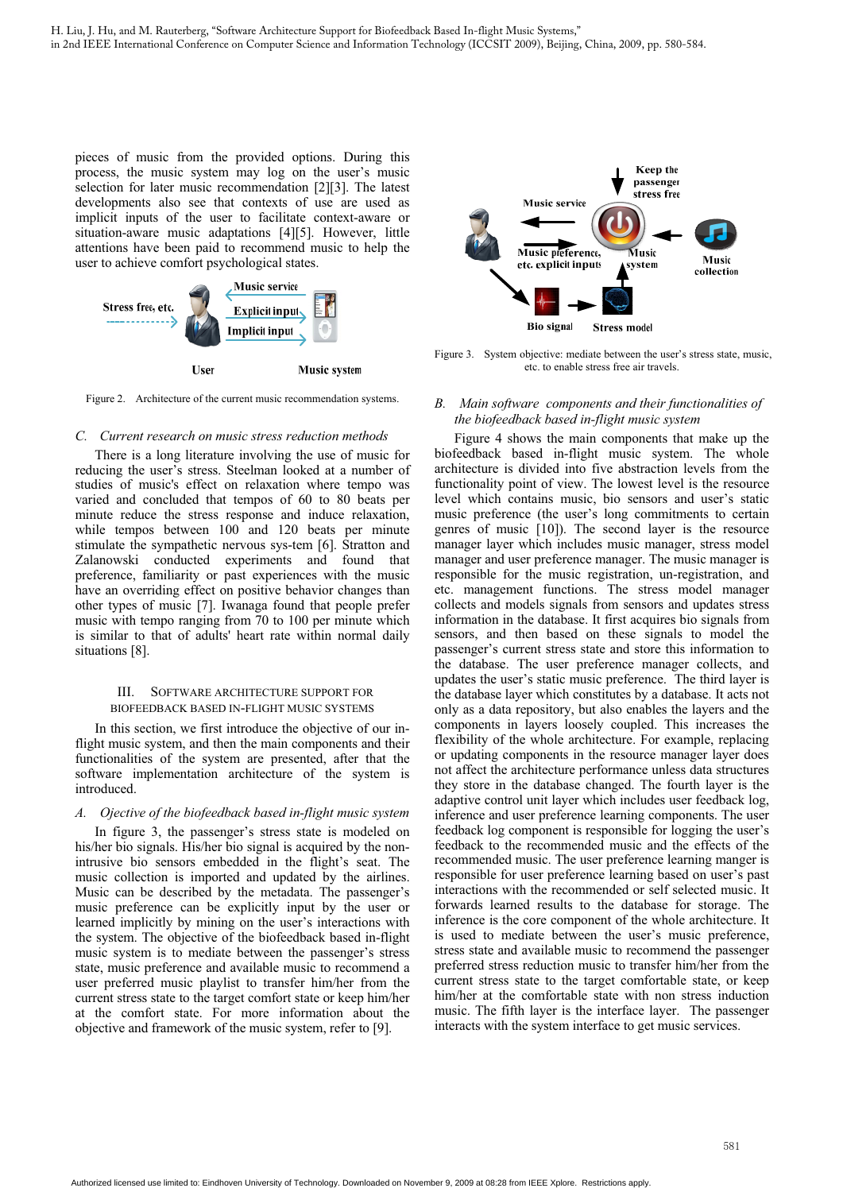pieces of music from the provided options. During this process, the music system may log on the user's music selection for later music recommendation [2][3]. The latest developments also see that contexts of use are used as implicit inputs of the user to facilitate context-aware or situation-aware music adaptations [4][5]. However, little attentions have been paid to recommend music to help the user to achieve comfort psychological states.

Figure 2. Architecture of the current music recommendation systems.

### C. *Current research on music stress reduction methods*

There is a long literature involving the use of music for reducing the user's stress. Steelman looked at a number of studies of music's effect on relaxation where tempo was varied and concluded that tempos of 60 to 80 beats per minute reduce the stress response and induce relaxation, while tempos between 100 and 120 beats per minute stimulate the sympathetic nervous sys-tem [6]. Stratton and Zalanowski conducted experiments and found that preference, familiarity or past experiences with the music have an overriding effect on positive behavior changes than other types of music [7]. Iwanaga found that people prefer music with tempo ranging from 70 to 100 per minute which is similar to that of adults' heart rate within normal daily situations [8].

## III. Software Architecture Support for Biofeedback Based In-flight Music Systems

In this section, we first introduce the objective of our in-flight music system, and then the main components and their functionalities of the system are presented, after that the software implementation architecture of the system is introduced.

### A. *Ojective of the biofeedback based in-flight music system*

In figure 3, the passenger's stress state is modeled on his/her bio signals. His/her bio signal is acquired by the non-intrusive bio sensors embedded in the flight's seat. The music collection is imported and updated by the airlines. Music can be described by the metadata. The passenger's music preference can be explicitly input by the user or learned implicitly by mining on the user's interactions with the system. The objective of the biofeedback based in-flight music system is to mediate between the passenger's stress state, music preference and available music to recommend a user preferred music playlist to transfer him/her from the current stress state to the target comfort state or keep him/her at the comfort state. For more information about the objective and framework of the music system, refer to [9].

Figure 3. System objective: mediate between the user's stress state, music, etc. to enable stress free air travels.

### B. *Main software components and their functionalities of the biofeedback based in-flight music system*

Figure 4 shows the main components that make up the biofeedback based in-flight music system. The whole architecture is divided into five abstraction levels from the functionality point of view. The lowest level is the resource level which contains music, bio sensors and user's static music preference (the user's long commitments to certain genres of music [10]). The second layer is the resource manager layer which includes music manager, stress model manager and user preference manager. The music manager is responsible for the music registration, un-registration, and etc. management functions. The stress model manager collects and models signals from sensors and updates stress information in the database. It first acquires bio signals from sensors, and then based on these signals to model the passenger's current stress state and store this information to the database. The user preference manager collects, and updates the user's static music preference. The third layer is the database layer which constitutes by a database. It acts not only as a data repository, but also enables the layers and the components in layers loosely coupled. This increases the flexibility of the whole architecture. For example, replacing or updating components in the resource manager layer does not affect the architecture performance unless data structures they store in the database changed. The fourth layer is the adaptive control unit layer which includes user feedback log, inference and user preference learning components. The user feedback log component is responsible for logging the user's feedback to the recommended music and the effects of the recommended music. The user preference learning manger is responsible for user preference learning based on user's past interactions with the recommended or self selected music. It forwards learned results to the database for storage. The inference is the core component of the whole architecture. It is used to mediate between the user's music preference, stress state and available music to recommend the passenger preferred stress reduction music to transfer him/her from the current stress state to the target comfortable state, or keep him/her at the comfortable state with non stress induction music. The fifth layer is the interface layer. The passenger interacts with the system interface to get music services.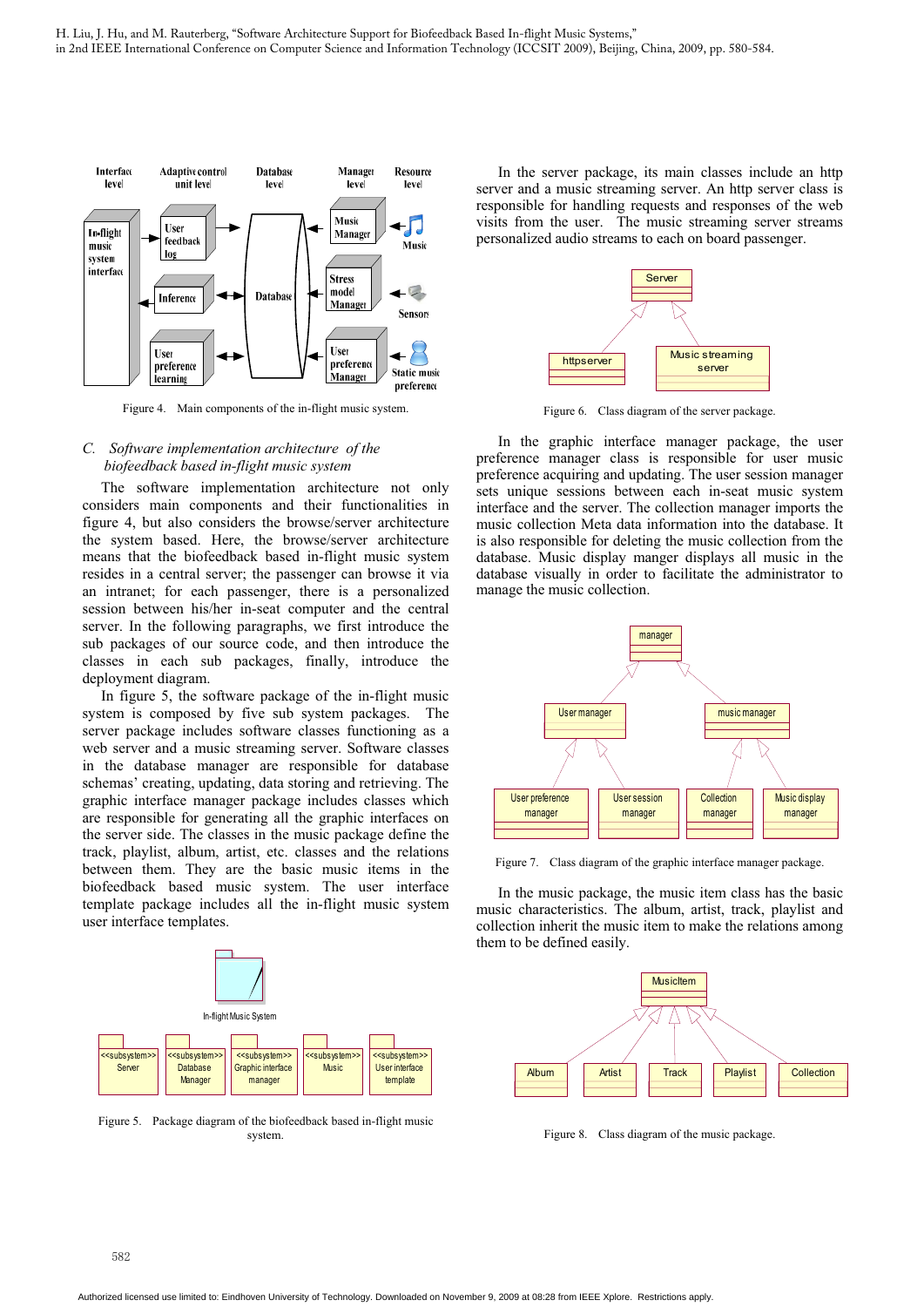Interface level

Adaptive control unit level

Database level

Manager level

Resource level

In-flight music system interface

User feedback log

Inference

User preference learning

Database

Music Manager

Stress model Manager

User preference Manager

Music

Sensors

Static music preference

Figure 4. Main components of the in-flight music system.

### C. *Software implementation architecture of the biofeedback based in-flight music system*

The software implementation architecture not only considers main components and their functionalities in figure 4, but also considers the browse/server architecture the system based. Here, the browse/server architecture means that the biofeedback based in-flight music system resides in a central server; the passenger can browse it via an intranet; for each passenger, there is a personalized session between his/her in-seat computer and the central server. In the following paragraphs, we first introduce the sub packages of our source code, and then introduce the classes in each sub packages, finally, introduce the deployment diagram.

In figure 5, the software package of the in-flight music system is composed by five sub system packages. The server package includes software classes functioning as a web server and a music streaming server. Software classes in the database manager are responsible for database schemas' creating, updating, data storing and retrieving. The graphic interface manager package includes classes which are responsible for generating all the graphic interfaces on the server side. The classes in the music package define the track, playlist, album, artist, etc. classes and the relations between them. They are the basic music items in the biofeedback based music system. The user interface template package includes all the in-flight music system user interface templates.

In-flight Music System

<<subsystem>> Server

<<subsystem>> Database Manager

<<subsystem>> Graphic interface manager

<<subsystem>> Music

<<subsystem>> User interface template

Figure 5. Package diagram of the biofeedback based in-flight music system.

In the server package, its main classes include an http server and a music streaming server. An http server class is responsible for handling requests and responses of the web visits from the user. The music streaming server streams personalized audio streams to each on board passenger.

Server

httpserver

Music streaming server

Figure 6. Class diagram of the server package.

In the graphic interface manager package, the user preference manager class is responsible for user music preference acquiring and updating. The user session manager sets unique sessions between each in-seat music system interface and the server. The collection manager imports the music collection Meta data information into the database. It is also responsible for deleting the music collection from the database. Music display manger displays all music in the database visually in order to facilitate the administrator to manage the music collection.

manager

User manager

music manager

User preference manager

User session manager

Collection manager

Music display manager

Figure 7. Class diagram of the graphic interface manager package.

In the music package, the music item class has the basic music characteristics. The album, artist, track, playlist and collection inherit the music item to make the relations among them to be defined easily.

MusicItem

Album

Artist

Track

Playlist

Collection

Figure 8. Class diagram of the music package.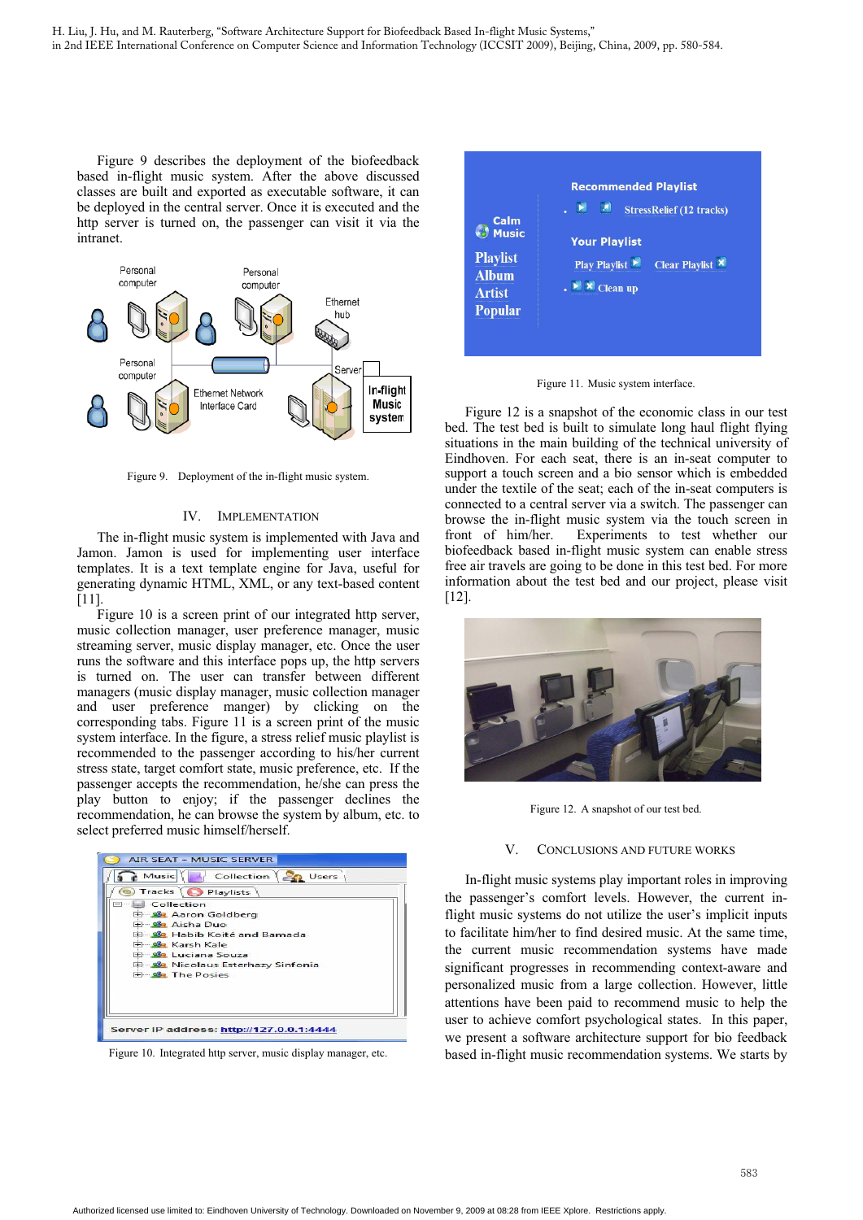Figure 9 describes the deployment of the biofeedback based in-flight music system. After the above discussed classes are built and exported as executable software, it can be deployed in the central server. Once it is executed and the http server is turned on, the passenger can visit it via the intranet.

Figure 9. Deployment of the in-flight music system.

## IV. IMPLEMENTATION

The in-flight music system is implemented with Java and Jamon. Jamon is used for implementing user interface templates. It is a text template engine for Java, useful for generating dynamic HTML, XML, or any text-based content [11].

Figure 10 is a screen print of our integrated http server, music collection manager, user preference manager, music streaming server, music display manager, etc. Once the user runs the software and this interface pops up, the http servers is turned on. The user can transfer between different managers (music display manager, music collection manager and user preference manger) by clicking on the corresponding tabs. Figure 11 is a screen print of the music system interface. In the figure, a stress relief music playlist is recommended to the passenger according to his/her current stress state, target comfort state, music preference, etc. If the passenger accepts the recommendation, he/she can press the play button to enjoy; if the passenger declines the recommendation, he can browse the system by album, etc. to select preferred music himself/herself.

Figure 10. Integrated http server, music display manager, etc.

Figure 11. Music system interface.

Figure 12 is a snapshot of the economic class in our test bed. The test bed is built to simulate long haul flight flying situations in the main building of the technical university of Eindhoven. For each seat, there is an in-seat computer to support a touch screen and a bio sensor which is embedded under the textile of the seat; each of the in-seat computers is connected to a central server via a switch. The passenger can browse the in-flight music system via the touch screen in front of him/her. Experiments to test whether our biofeedback based in-flight music system can enable stress free air travels are going to be done in this test bed. For more information about the test bed and our project, please visit [12].

Figure 12. A snapshot of our test bed.

## V. CONCLUSIONS AND FUTURE WORKS

In-flight music systems play important roles in improving the passenger's comfort levels. However, the current in-flight music systems do not utilize the user's implicit inputs to facilitate him/her to find desired music. At the same time, the current music recommendation systems have made significant progresses in recommending context-aware and personalized music from a large collection. However, little attentions have been paid to recommend music to help the user to achieve comfort psychological states. In this paper, we present a software architecture support for bio feedback based in-flight music recommendation systems. We starts by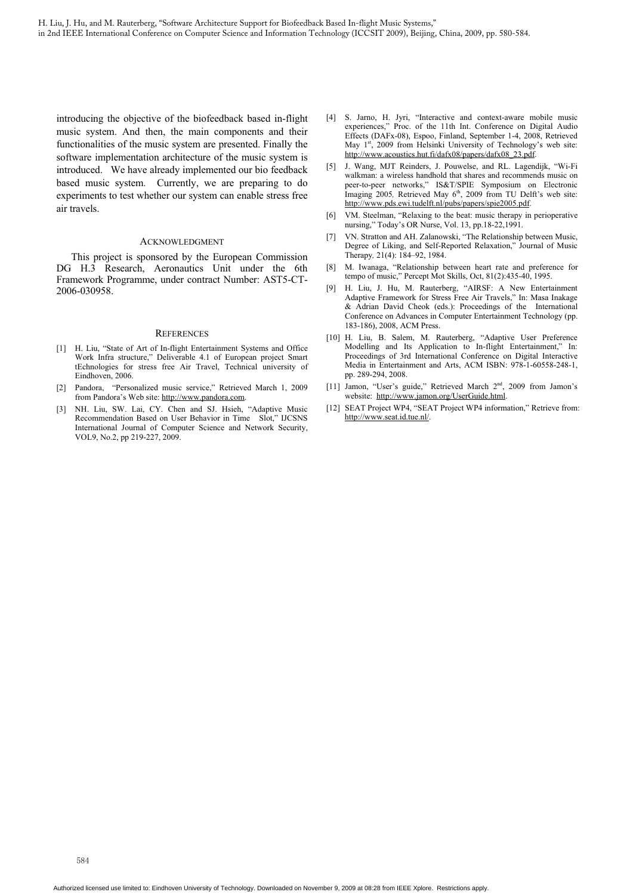introducing the objective of the biofeedback based in-flight music system. And then, the main components and their functionalities of the music system are presented. Finally the software implementation architecture of the music system is introduced. We have already implemented our bio feedback based music system. Currently, we are preparing to do experiments to test whether our system can enable stress free air travels.

## ACKNOWLEDGMENT

This project is sponsored by the European Commission DG H.3 Research, Aeronautics Unit under the 6th Framework Programme, under contract Number: AST5-CT-2006-030958.

## REFERENCES

[1] H. Liu, "State of Art of In-flight Entertainment Systems and Office Work Infra structure," Deliverable 4.1 of European project Smart tEchnologies for stress free Air Travel, Technical university of Eindhoven, 2006.

[2] Pandora, "Personalized music service," Retrieved March 1, 2009 from Pandora's Web site: http://www.pandora.com.

[3] NH. Liu, SW. Lai, CY. Chen and SJ. Hsieh, "Adaptive Music Recommendation Based on User Behavior in Time Slot," IJCSNS International Journal of Computer Science and Network Security, VOL9, No.2, pp 219-227, 2009.

[4] S. Jarno, H. Jyri, "Interactive and context-aware mobile music experiences," Proc. of the 11th Int. Conference on Digital Audio Effects (DAFx-08), Espoo, Finland, September 1-4, 2008, Retrieved May 1st, 2009 from Helsinki University of Technology's web site: http://www.acoustics.hut.fi/dafx08/papers/dafx08_23.pdf.

[5] J. Wang, MJT Reinders, J. Pouwelse, and RL. Lagendijk, "Wi-Fi walkman: a wireless handhold that shares and recommends music on peer-to-peer networks," IS&T/SPIE Symposium on Electronic Imaging 2005, Retrieved May 6th, 2009 from TU Delft's web site: http://www.pds.ewi.tudelft.nl/pubs/papers/spie2005.pdf.

[6] VM. Steelman, "Relaxing to the beat: music therapy in perioperative nursing," Today's OR Nurse, Vol. 13, pp.18-22,1991.

[7] VN. Stratton and AH. Zalanowski, "The Relationship between Music, Degree of Liking, and Self-Reported Relaxation," Journal of Music Therapy. 21(4): 184–92, 1984.

[8] M. Iwanaga, "Relationship between heart rate and preference for tempo of music," Percept Mot Skills, Oct, 81(2):435-40, 1995.

[9] H. Liu, J. Hu, M. Rauterberg, "AIRSF: A New Entertainment Adaptive Framework for Stress Free Air Travels," In: Masa Inakage & Adrian David Cheok (eds.): Proceedings of the International Conference on Advances in Computer Entertainment Technology (pp. 183-186), 2008, ACM Press.

[10] H. Liu, B. Salem, M. Rauterberg, "Adaptive User Preference Modelling and Its Application to In-flight Entertainment," In: Proceedings of 3rd International Conference on Digital Interactive Media in Entertainment and Arts, ACM ISBN: 978-1-60558-248-1, pp. 289-294, 2008.

[11] Jamon, "User's guide," Retrieved March 2nd, 2009 from Jamon's website: http://www.jamon.org/UserGuide.html.

[12] SEAT Project WP4, "SEAT Project WP4 information," Retrieve from: http://www.seat.id.tue.nl/.